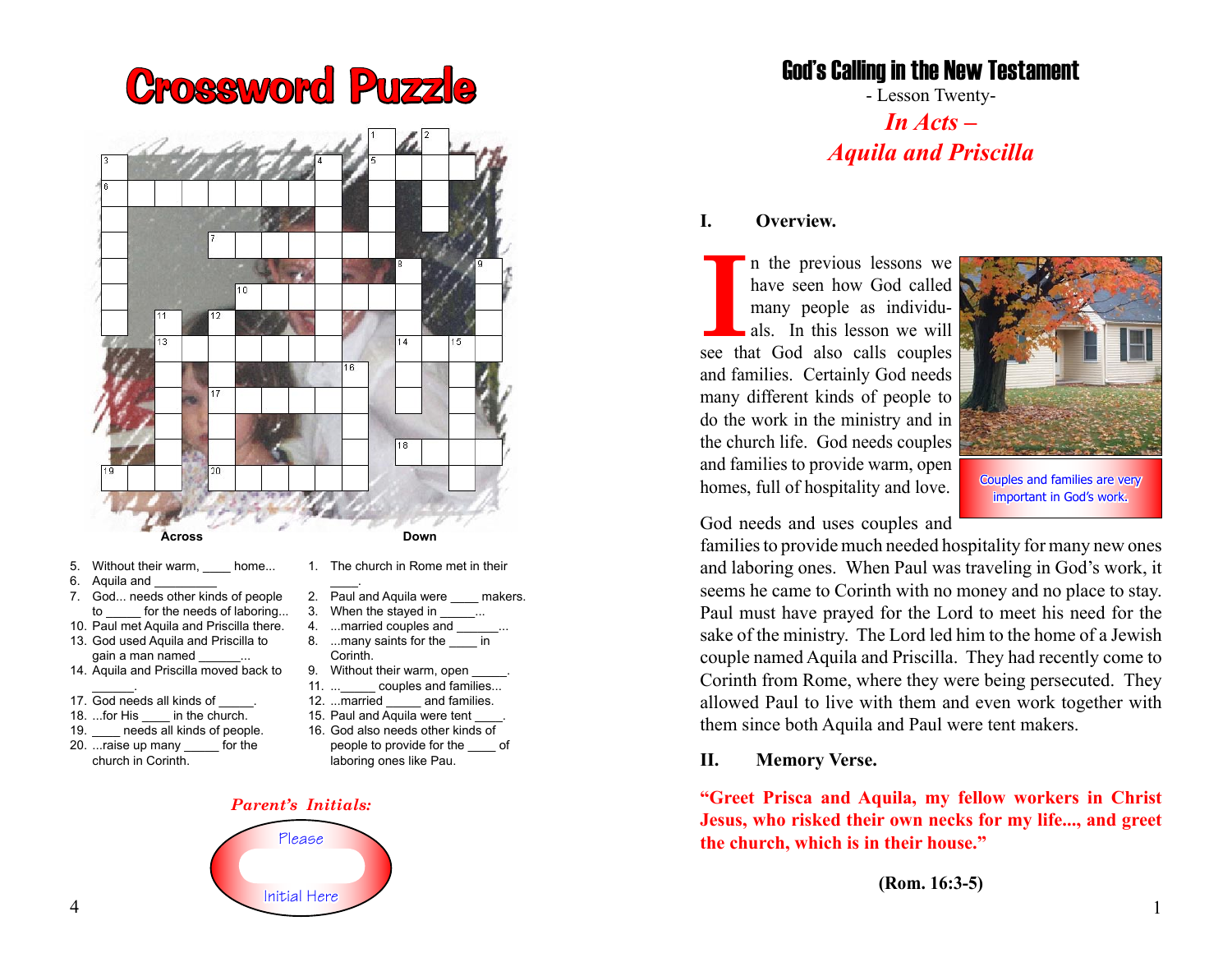# Crossword Puzzle

**Across**

5. Without their warm, ____ home...
6. Aquila and _________
7. God... needs other kinds of people to _____ for the needs of laboring...
10. Paul met Aquila and Priscilla there.
13. God used Aquila and Priscilla to gain a man named ______...
14. Aquila and Priscilla moved back to ______.
17. God needs all kinds of _____.
18. ...for His ____ in the church.
19. ____ needs all kinds of people.
20. ...raise up many _____ for the church in Corinth.

**Down**

1. The church in Rome met in their ____.
2. Paul and Aquila were ____ makers.
3. When the stayed in _____...
4. ...married couples and ______...
8. ...many saints for the ____ in Corinth.
9. Without their warm, open _____.
11. ..._____ couples and families...
12. ...married _____ and families.
15. Paul and Aquila were tent ____.
16. God also needs other kinds of people to provide for the ____ of laboring ones like Pau.

***Parent's Initials:***

Please

Initial Here

# God's Calling in the New Testament

- Lesson Twenty-

## *In Acts – Aquila and Priscilla*

### I. Overview.

In the previous lessons we have seen how God called many people as individuals. In this lesson we will see that God also calls couples and families. Certainly God needs many different kinds of people to do the work in the ministry and in the church life. God needs couples and families to provide warm, open homes, full of hospitality and love.

Couples and families are very important in God's work.

God needs and uses couples and families to provide much needed hospitality for many new ones and laboring ones. When Paul was traveling in God's work, it seems he came to Corinth with no money and no place to stay. Paul must have prayed for the Lord to meet his need for the sake of the ministry. The Lord led him to the home of a Jewish couple named Aquila and Priscilla. They had recently come to Corinth from Rome, where they were being persecuted. They allowed Paul to live with them and even work together with them since both Aquila and Paul were tent makers.

### II. Memory Verse.

**"Greet Prisca and Aquila, my fellow workers in Christ Jesus, who risked their own necks for my life..., and greet the church, which is in their house."**

**(Rom. 16:3-5)**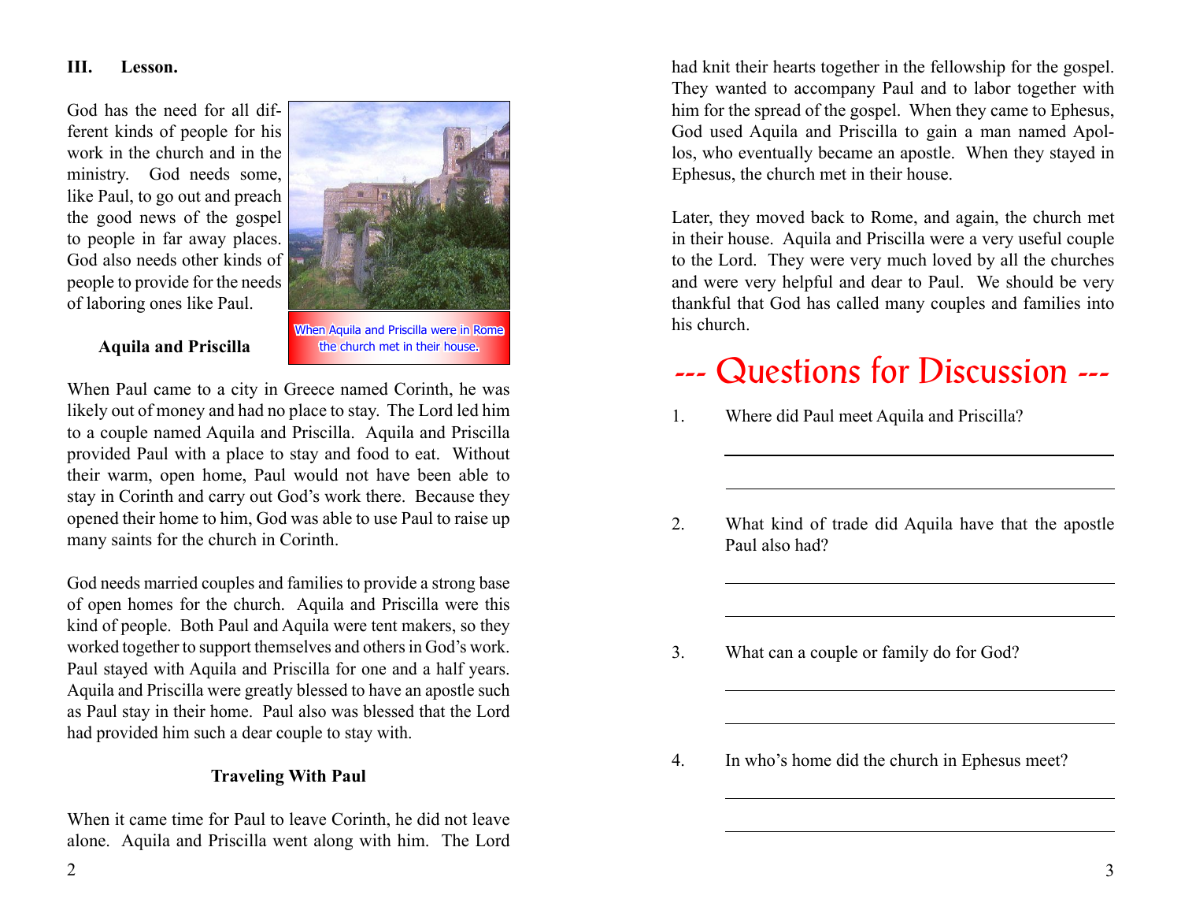## III. Lesson.

God has the need for all different kinds of people for his work in the church and in the ministry. God needs some, like Paul, to go out and preach the good news of the gospel to people in far away places. God also needs other kinds of people to provide for the needs of laboring ones like Paul.

When Aquila and Priscilla were in Rome the church met in their house.

### Aquila and Priscilla

When Paul came to a city in Greece named Corinth, he was likely out of money and had no place to stay. The Lord led him to a couple named Aquila and Priscilla. Aquila and Priscilla provided Paul with a place to stay and food to eat. Without their warm, open home, Paul would not have been able to stay in Corinth and carry out God's work there. Because they opened their home to him, God was able to use Paul to raise up many saints for the church in Corinth.

God needs married couples and families to provide a strong base of open homes for the church. Aquila and Priscilla were this kind of people. Both Paul and Aquila were tent makers, so they worked together to support themselves and others in God's work. Paul stayed with Aquila and Priscilla for one and a half years. Aquila and Priscilla were greatly blessed to have an apostle such as Paul stay in their home. Paul also was blessed that the Lord had provided him such a dear couple to stay with.

### Traveling With Paul

When it came time for Paul to leave Corinth, he did not leave alone. Aquila and Priscilla went along with him. The Lord had knit their hearts together in the fellowship for the gospel. They wanted to accompany Paul and to labor together with him for the spread of the gospel. When they came to Ephesus, God used Aquila and Priscilla to gain a man named Apollos, who eventually became an apostle. When they stayed in Ephesus, the church met in their house.

Later, they moved back to Rome, and again, the church met in their house. Aquila and Priscilla were a very useful couple to the Lord. They were very much loved by all the churches and were very helpful and dear to Paul. We should be very thankful that God has called many couples and families into his church.

## --- Questions for Discussion ---

1. Where did Paul meet Aquila and Priscilla?

 \_\_\_\_\_\_\_\_\_\_\_\_\_\_\_\_\_\_\_\_\_\_\_\_\_\_\_\_\_\_\_\_\_\_\_\_\_\_\_\_

 \_\_\_\_\_\_\_\_\_\_\_\_\_\_\_\_\_\_\_\_\_\_\_\_\_\_\_\_\_\_\_\_\_\_\_\_\_\_\_\_

2. What kind of trade did Aquila have that the apostle Paul also had?

 \_\_\_\_\_\_\_\_\_\_\_\_\_\_\_\_\_\_\_\_\_\_\_\_\_\_\_\_\_\_\_\_\_\_\_\_\_\_\_\_

 \_\_\_\_\_\_\_\_\_\_\_\_\_\_\_\_\_\_\_\_\_\_\_\_\_\_\_\_\_\_\_\_\_\_\_\_\_\_\_\_

3. What can a couple or family do for God?

 \_\_\_\_\_\_\_\_\_\_\_\_\_\_\_\_\_\_\_\_\_\_\_\_\_\_\_\_\_\_\_\_\_\_\_\_\_\_\_\_

 \_\_\_\_\_\_\_\_\_\_\_\_\_\_\_\_\_\_\_\_\_\_\_\_\_\_\_\_\_\_\_\_\_\_\_\_\_\_\_\_

4. In who's home did the church in Ephesus meet?

 \_\_\_\_\_\_\_\_\_\_\_\_\_\_\_\_\_\_\_\_\_\_\_\_\_\_\_\_\_\_\_\_\_\_\_\_\_\_\_\_

 \_\_\_\_\_\_\_\_\_\_\_\_\_\_\_\_\_\_\_\_\_\_\_\_\_\_\_\_\_\_\_\_\_\_\_\_\_\_\_\_